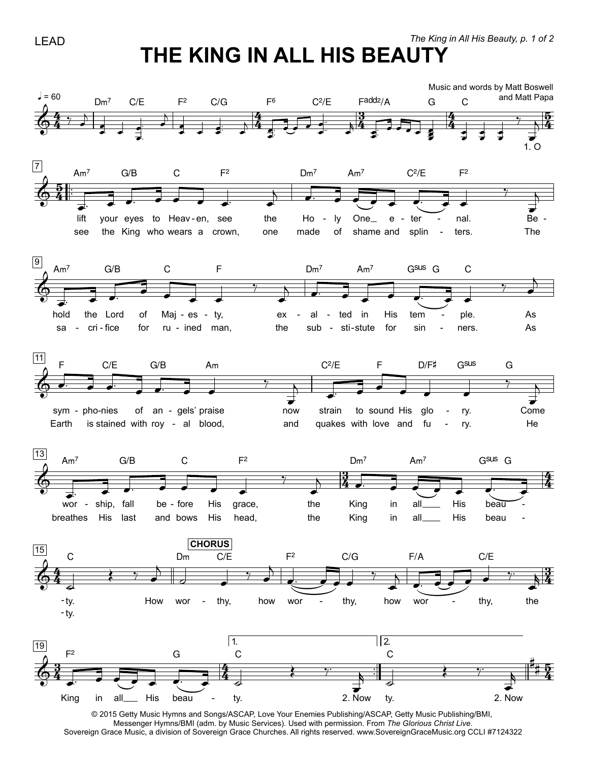LEAD

# THE KING IN ALL HIS BEAUTY

Music and words by Matt Boswell and Matt Papa

♩ = 60

1. O lift your eyes to Heaven, see the Holy One eternal.
Behold the Lord of Majesty, exalted in His temple.
As symphonies of angels' praise now strain to sound His glory.
Come worship, fall before His grace, the King in all His beauty.

2. Now see the King who wears a crown, one made of shame and splinters.
The sacrifice for ruined man, the substitute for sinners.
As Earth is stained with royal blood, and quakes with love and fury.
He breathes His last and bows His head, the King in all His beauty.

**CHORUS**

How worthy, how worthy, how worthy, the King in all His beauty.

© 2015 Getty Music Hymns and Songs/ASCAP, Love Your Enemies Publishing/ASCAP, Getty Music Publishing/BMI, Messenger Hymns/BMI (adm. by Music Services). Used with permission. From *The Glorious Christ Live*. Sovereign Grace Music, a division of Sovereign Grace Churches. All rights reserved. www.SovereignGraceMusic.org CCLI #7124322